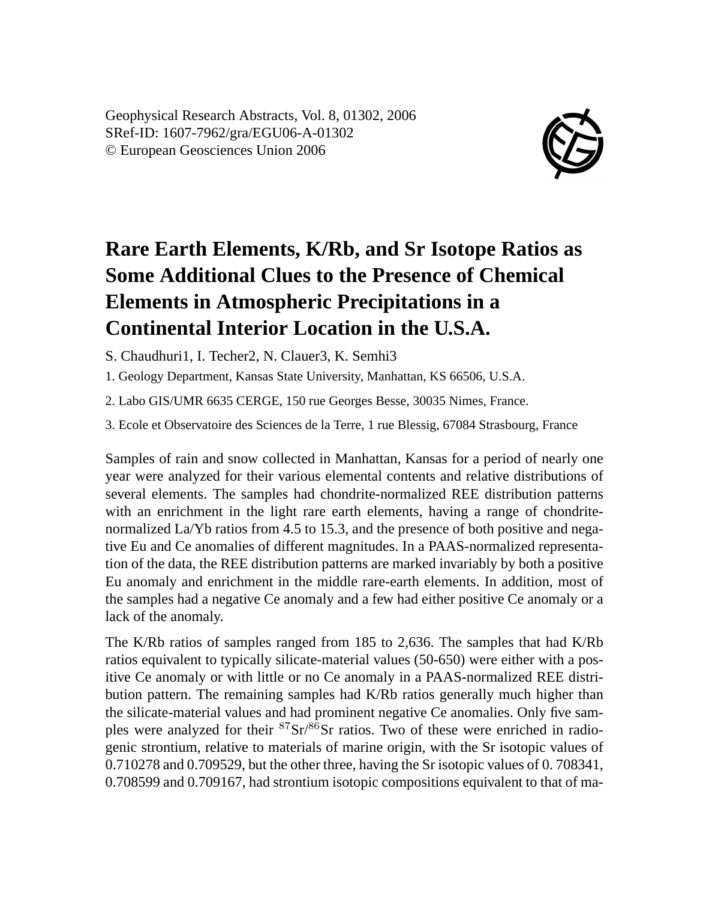Geophysical Research Abstracts, Vol. 8, 01302, 2006
SRef-ID: 1607-7962/gra/EGU06-A-01302
© European Geosciences Union 2006

# Rare Earth Elements, K/Rb, and Sr Isotope Ratios as Some Additional Clues to the Presence of Chemical Elements in Atmospheric Precipitations in a Continental Interior Location in the U.S.A.

S. Chaudhuri1, I. Techer2, N. Clauer3, K. Semhi3

1. Geology Department, Kansas State University, Manhattan, KS 66506, U.S.A.

2. Labo GIS/UMR 6635 CERGE, 150 rue Georges Besse, 30035 Nimes, France.

3. Ecole et Observatoire des Sciences de la Terre, 1 rue Blessig, 67084 Strasbourg, France

Samples of rain and snow collected in Manhattan, Kansas for a period of nearly one year were analyzed for their various elemental contents and relative distributions of several elements. The samples had chondrite-normalized REE distribution patterns with an enrichment in the light rare earth elements, having a range of chondrite-normalized La/Yb ratios from 4.5 to 15.3, and the presence of both positive and negative Eu and Ce anomalies of different magnitudes. In a PAAS-normalized representation of the data, the REE distribution patterns are marked invariably by both a positive Eu anomaly and enrichment in the middle rare-earth elements. In addition, most of the samples had a negative Ce anomaly and a few had either positive Ce anomaly or a lack of the anomaly.

The K/Rb ratios of samples ranged from 185 to 2,636. The samples that had K/Rb ratios equivalent to typically silicate-material values (50-650) were either with a positive Ce anomaly or with little or no Ce anomaly in a PAAS-normalized REE distribution pattern. The remaining samples had K/Rb ratios generally much higher than the silicate-material values and had prominent negative Ce anomalies. Only five samples were analyzed for their $^{87}Sr/^{86}Sr$ ratios. Two of these were enriched in radiogenic strontium, relative to materials of marine origin, with the Sr isotopic values of 0.710278 and 0.709529, but the other three, having the Sr isotopic values of 0. 708341, 0.708599 and 0.709167, had strontium isotopic compositions equivalent to that of ma-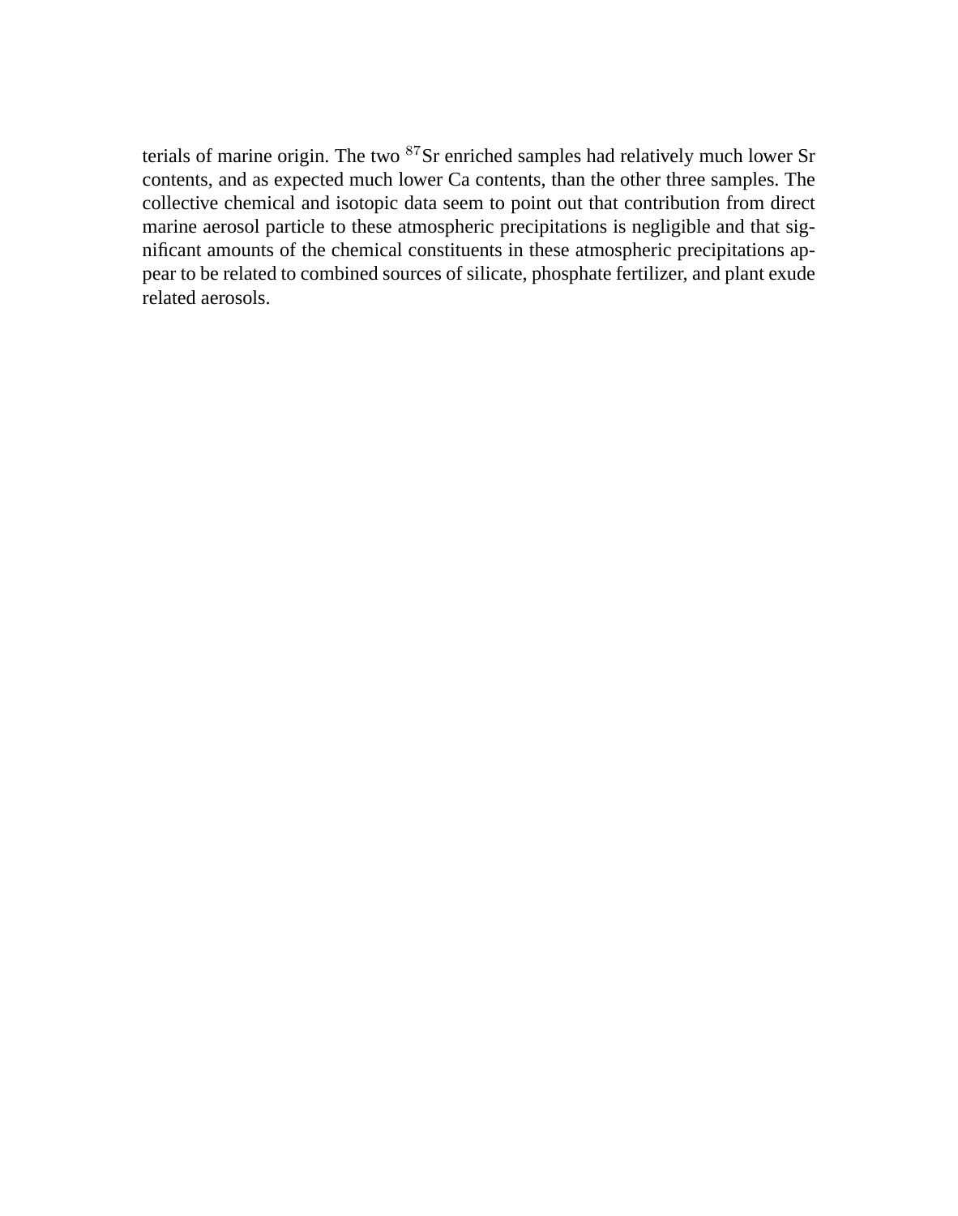terials of marine origin. The two $^{87}$Sr enriched samples had relatively much lower Sr contents, and as expected much lower Ca contents, than the other three samples. The collective chemical and isotopic data seem to point out that contribution from direct marine aerosol particle to these atmospheric precipitations is negligible and that significant amounts of the chemical constituents in these atmospheric precipitations appear to be related to combined sources of silicate, phosphate fertilizer, and plant exude related aerosols.